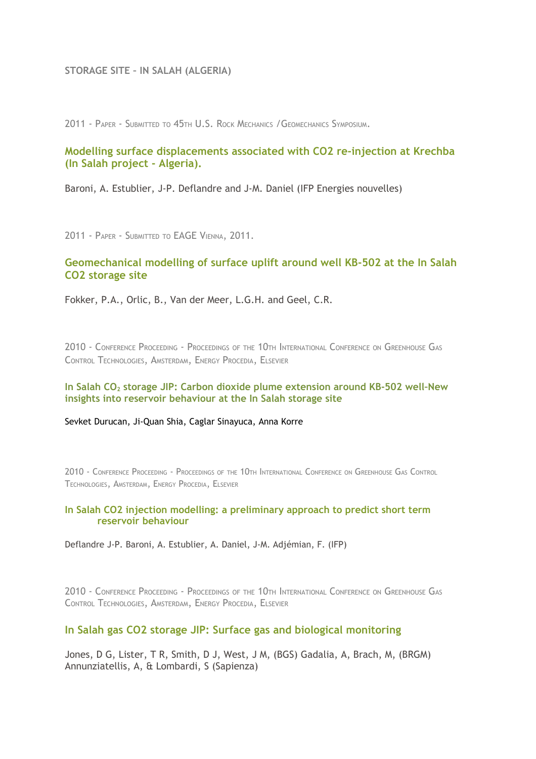# STORAGE SITE – IN SALAH (ALGERIA)

2011 - Paper - Submitted to 45th U.S. Rock Mechanics /Geomechanics Symposium.

### Modelling surface displacements associated with CO2 re-injection at Krechba (In Salah project - Algeria).

Baroni, A. Estublier, J-P. Deflandre and J-M. Daniel (IFP Energies nouvelles)

2011 - Paper - Submitted to EAGE Vienna, 2011.

### Geomechanical modelling of surface uplift around well KB-502 at the In Salah CO2 storage site

Fokker, P.A., Orlic, B., Van der Meer, L.G.H. and Geel, C.R.

2010 - Conference Proceeding - Proceedings of the 10th International Conference on Greenhouse Gas Control Technologies, Amsterdam, Energy Procedia, Elsevier

### In Salah $CO_2$ storage JIP: Carbon dioxide plume extension around KB-502 well-New insights into reservoir behaviour at the In Salah storage site

Sevket Durucan, Ji-Quan Shia, Caglar Sinayuca, Anna Korre

2010 - Conference Proceeding - Proceedings of the 10th International Conference on Greenhouse Gas Control Technologies, Amsterdam, Energy Procedia, Elsevier

### In Salah CO2 injection modelling: a preliminary approach to predict short term reservoir behaviour

Deflandre J-P. Baroni, A. Estublier, A. Daniel, J-M. Adjémian, F. (IFP)

2010 - Conference Proceeding - Proceedings of the 10th International Conference on Greenhouse Gas Control Technologies, Amsterdam, Energy Procedia, Elsevier

### In Salah gas CO2 storage JIP: Surface gas and biological monitoring

Jones, D G, Lister, T R, Smith, D J, West, J M, (BGS) Gadalia, A, Brach, M, (BRGM) Annunziatellis, A, & Lombardi, S (Sapienza)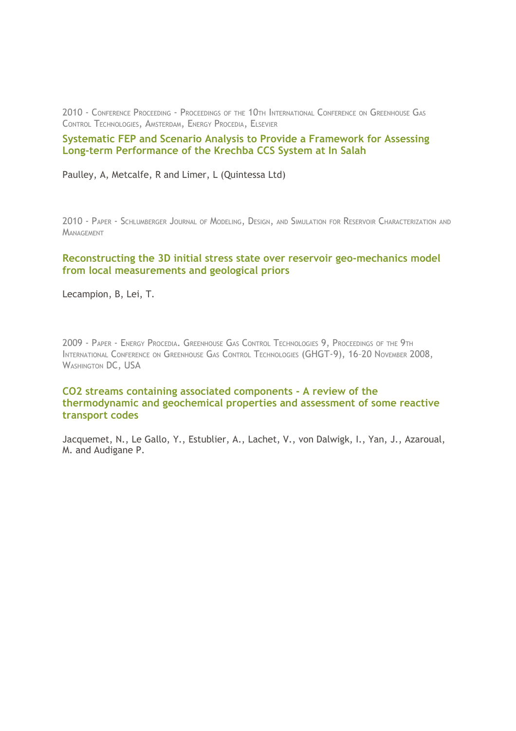2010 - Conference Proceeding - Proceedings of the 10th International Conference on Greenhouse Gas Control Technologies, Amsterdam, Energy Procedia, Elsevier

### Systematic FEP and Scenario Analysis to Provide a Framework for Assessing Long-term Performance of the Krechba CCS System at In Salah

Paulley, A, Metcalfe, R and Limer, L (Quintessa Ltd)

2010 - Paper - Schlumberger Journal of Modeling, Design, and Simulation for Reservoir Characterization and Management

### Reconstructing the 3D initial stress state over reservoir geo-mechanics model from local measurements and geological priors

Lecampion, B, Lei, T.

2009 - Paper - Energy Procedia. Greenhouse Gas Control Technologies 9, Proceedings of the 9th International Conference on Greenhouse Gas Control Technologies (GHGT-9), 16–20 November 2008, Washington DC, USA

### CO2 streams containing associated components - A review of the thermodynamic and geochemical properties and assessment of some reactive transport codes

Jacquemet, N., Le Gallo, Y., Estublier, A., Lachet, V., von Dalwigk, I., Yan, J., Azaroual, M. and Audigane P.